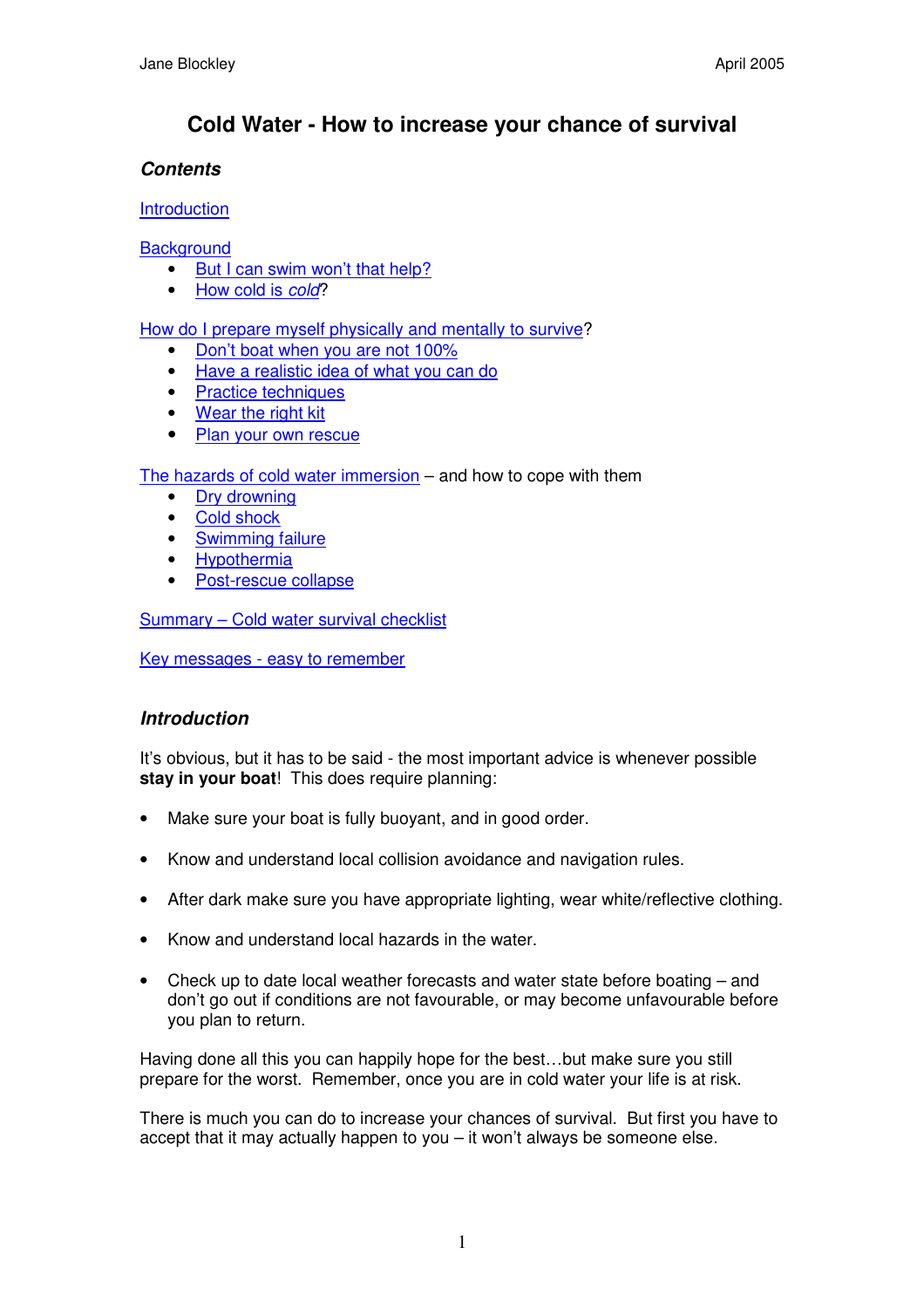# Cold Water - How to increase your chance of survival

## *Contents*

Introduction

Background

- But I can swim won't that help?
- How cold is *cold*?

How do I prepare myself physically and mentally to survive?

- Don't boat when you are not 100%
- Have a realistic idea of what you can do
- Practice techniques
- Wear the right kit
- Plan your own rescue

The hazards of cold water immersion – and how to cope with them

- Dry drowning
- Cold shock
- Swimming failure
- Hypothermia
- Post-rescue collapse

Summary – Cold water survival checklist

Key messages - easy to remember

## *Introduction*

It's obvious, but it has to be said - the most important advice is whenever possible **stay in your boat**! This does require planning:

- Make sure your boat is fully buoyant, and in good order.
- Know and understand local collision avoidance and navigation rules.
- After dark make sure you have appropriate lighting, wear white/reflective clothing.
- Know and understand local hazards in the water.
- Check up to date local weather forecasts and water state before boating – and don't go out if conditions are not favourable, or may become unfavourable before you plan to return.

Having done all this you can happily hope for the best…but make sure you still prepare for the worst. Remember, once you are in cold water your life is at risk.

There is much you can do to increase your chances of survival. But first you have to accept that it may actually happen to you – it won't always be someone else.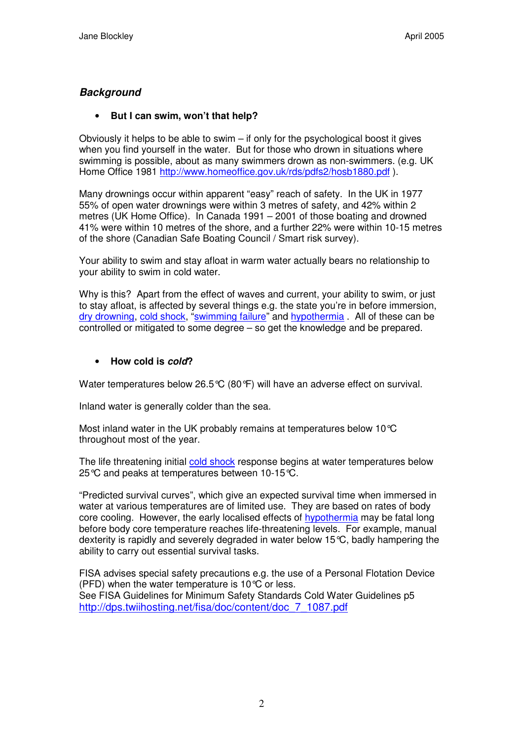### ***Background***

- **But I can swim, won't that help?**

Obviously it helps to be able to swim – if only for the psychological boost it gives when you find yourself in the water. But for those who drown in situations where swimming is possible, about as many swimmers drown as non-swimmers. (e.g. UK Home Office 1981 http://www.homeoffice.gov.uk/rds/pdfs2/hosb1880.pdf ).

Many drownings occur within apparent "easy" reach of safety. In the UK in 1977 55% of open water drownings were within 3 metres of safety, and 42% within 2 metres (UK Home Office). In Canada 1991 – 2001 of those boating and drowned 41% were within 10 metres of the shore, and a further 22% were within 10-15 metres of the shore (Canadian Safe Boating Council / Smart risk survey).

Your ability to swim and stay afloat in warm water actually bears no relationship to your ability to swim in cold water.

Why is this? Apart from the effect of waves and current, your ability to swim, or just to stay afloat, is affected by several things e.g. the state you're in before immersion, dry drowning, cold shock, "swimming failure" and hypothermia . All of these can be controlled or mitigated to some degree – so get the knowledge and be prepared.

- **How cold is *cold*?**

Water temperatures below 26.5°C (80°F) will have an adverse effect on survival.

Inland water is generally colder than the sea.

Most inland water in the UK probably remains at temperatures below 10°C throughout most of the year.

The life threatening initial cold shock response begins at water temperatures below 25°C and peaks at temperatures between 10-15°C.

"Predicted survival curves", which give an expected survival time when immersed in water at various temperatures are of limited use. They are based on rates of body core cooling. However, the early localised effects of hypothermia may be fatal long before body core temperature reaches life-threatening levels. For example, manual dexterity is rapidly and severely degraded in water below 15°C, badly hampering the ability to carry out essential survival tasks.

FISA advises special safety precautions e.g. the use of a Personal Flotation Device (PFD) when the water temperature is 10°C or less.
See FISA Guidelines for Minimum Safety Standards Cold Water Guidelines p5
http://dps.twiihosting.net/fisa/doc/content/doc_7_1087.pdf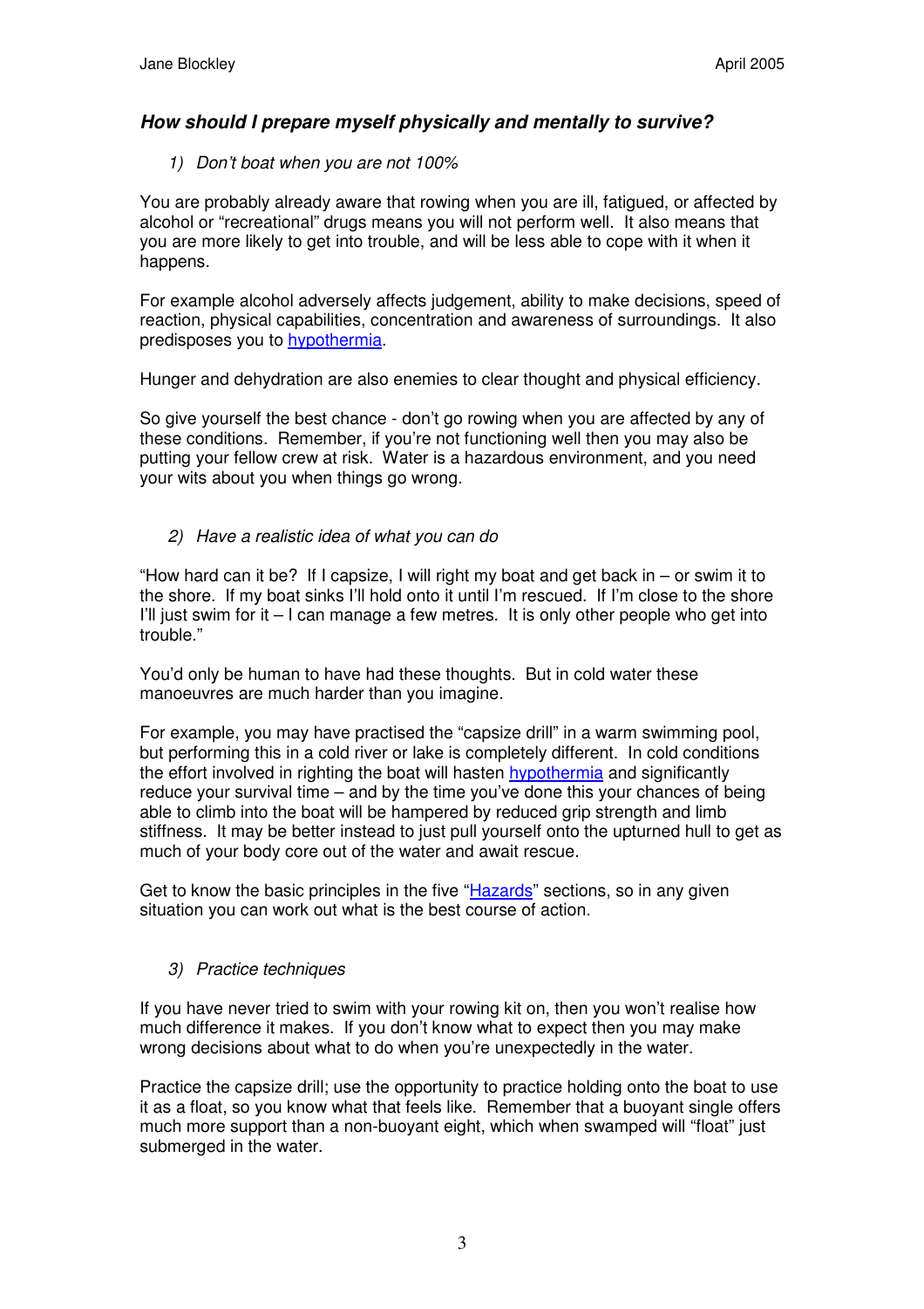### *How should I prepare myself physically and mentally to survive?*

1) *Don't boat when you are not 100%*

You are probably already aware that rowing when you are ill, fatigued, or affected by alcohol or "recreational" drugs means you will not perform well. It also means that you are more likely to get into trouble, and will be less able to cope with it when it happens.

For example alcohol adversely affects judgement, ability to make decisions, speed of reaction, physical capabilities, concentration and awareness of surroundings. It also predisposes you to hypothermia.

Hunger and dehydration are also enemies to clear thought and physical efficiency.

So give yourself the best chance - don't go rowing when you are affected by any of these conditions. Remember, if you're not functioning well then you may also be putting your fellow crew at risk. Water is a hazardous environment, and you need your wits about you when things go wrong.

2) *Have a realistic idea of what you can do*

"How hard can it be? If I capsize, I will right my boat and get back in – or swim it to the shore. If my boat sinks I'll hold onto it until I'm rescued. If I'm close to the shore I'll just swim for it – I can manage a few metres. It is only other people who get into trouble."

You'd only be human to have had these thoughts. But in cold water these manoeuvres are much harder than you imagine.

For example, you may have practised the "capsize drill" in a warm swimming pool, but performing this in a cold river or lake is completely different. In cold conditions the effort involved in righting the boat will hasten hypothermia and significantly reduce your survival time – and by the time you've done this your chances of being able to climb into the boat will be hampered by reduced grip strength and limb stiffness. It may be better instead to just pull yourself onto the upturned hull to get as much of your body core out of the water and await rescue.

Get to know the basic principles in the five "Hazards" sections, so in any given situation you can work out what is the best course of action.

3) *Practice techniques*

If you have never tried to swim with your rowing kit on, then you won't realise how much difference it makes. If you don't know what to expect then you may make wrong decisions about what to do when you're unexpectedly in the water.

Practice the capsize drill; use the opportunity to practice holding onto the boat to use it as a float, so you know what that feels like. Remember that a buoyant single offers much more support than a non-buoyant eight, which when swamped will "float" just submerged in the water.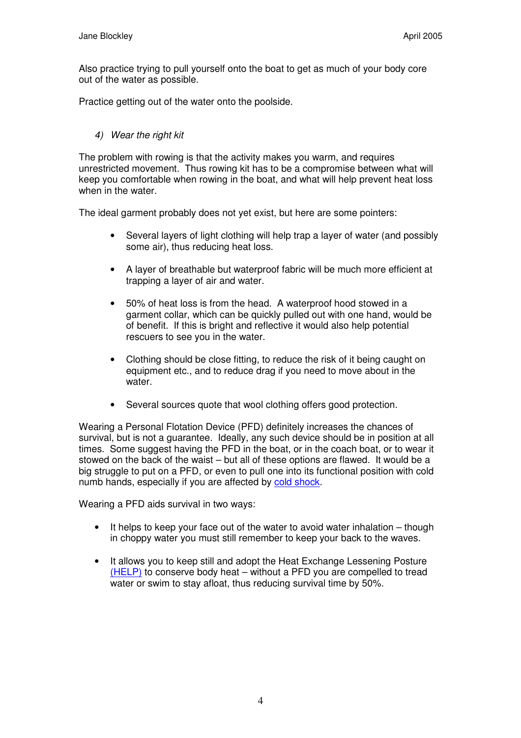Also practice trying to pull yourself onto the boat to get as much of your body core out of the water as possible.

Practice getting out of the water onto the poolside.

4) *Wear the right kit*

The problem with rowing is that the activity makes you warm, and requires unrestricted movement. Thus rowing kit has to be a compromise between what will keep you comfortable when rowing in the boat, and what will help prevent heat loss when in the water.

The ideal garment probably does not yet exist, but here are some pointers:

- Several layers of light clothing will help trap a layer of water (and possibly some air), thus reducing heat loss.
- A layer of breathable but waterproof fabric will be much more efficient at trapping a layer of air and water.
- 50% of heat loss is from the head. A waterproof hood stowed in a garment collar, which can be quickly pulled out with one hand, would be of benefit. If this is bright and reflective it would also help potential rescuers to see you in the water.
- Clothing should be close fitting, to reduce the risk of it being caught on equipment etc., and to reduce drag if you need to move about in the water.
- Several sources quote that wool clothing offers good protection.

Wearing a Personal Flotation Device (PFD) definitely increases the chances of survival, but is not a guarantee. Ideally, any such device should be in position at all times. Some suggest having the PFD in the boat, or in the coach boat, or to wear it stowed on the back of the waist – but all of these options are flawed. It would be a big struggle to put on a PFD, or even to pull one into its functional position with cold numb hands, especially if you are affected by cold shock.

Wearing a PFD aids survival in two ways:

- It helps to keep your face out of the water to avoid water inhalation – though in choppy water you must still remember to keep your back to the waves.
- It allows you to keep still and adopt the Heat Exchange Lessening Posture (HELP) to conserve body heat – without a PFD you are compelled to tread water or swim to stay afloat, thus reducing survival time by 50%.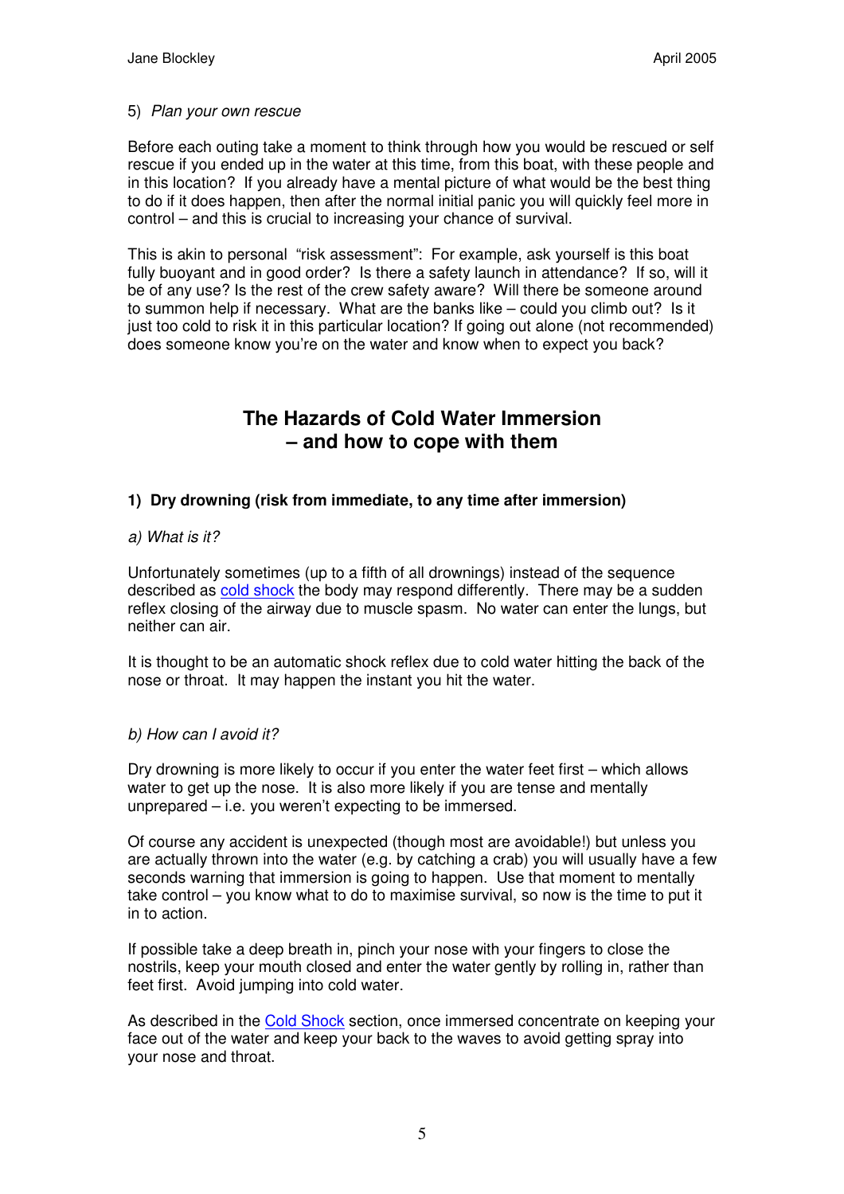5) *Plan your own rescue*

Before each outing take a moment to think through how you would be rescued or self rescue if you ended up in the water at this time, from this boat, with these people and in this location? If you already have a mental picture of what would be the best thing to do if it does happen, then after the normal initial panic you will quickly feel more in control – and this is crucial to increasing your chance of survival.

This is akin to personal "risk assessment": For example, ask yourself is this boat fully buoyant and in good order? Is there a safety launch in attendance? If so, will it be of any use? Is the rest of the crew safety aware? Will there be someone around to summon help if necessary. What are the banks like – could you climb out? Is it just too cold to risk it in this particular location? If going out alone (not recommended) does someone know you're on the water and know when to expect you back?

## The Hazards of Cold Water Immersion – and how to cope with them

### 1) Dry drowning (risk from immediate, to any time after immersion)

*a) What is it?*

Unfortunately sometimes (up to a fifth of all drownings) instead of the sequence described as cold shock the body may respond differently. There may be a sudden reflex closing of the airway due to muscle spasm. No water can enter the lungs, but neither can air.

It is thought to be an automatic shock reflex due to cold water hitting the back of the nose or throat. It may happen the instant you hit the water.

*b) How can I avoid it?*

Dry drowning is more likely to occur if you enter the water feet first – which allows water to get up the nose. It is also more likely if you are tense and mentally unprepared – i.e. you weren't expecting to be immersed.

Of course any accident is unexpected (though most are avoidable!) but unless you are actually thrown into the water (e.g. by catching a crab) you will usually have a few seconds warning that immersion is going to happen. Use that moment to mentally take control – you know what to do to maximise survival, so now is the time to put it in to action.

If possible take a deep breath in, pinch your nose with your fingers to close the nostrils, keep your mouth closed and enter the water gently by rolling in, rather than feet first. Avoid jumping into cold water.

As described in the Cold Shock section, once immersed concentrate on keeping your face out of the water and keep your back to the waves to avoid getting spray into your nose and throat.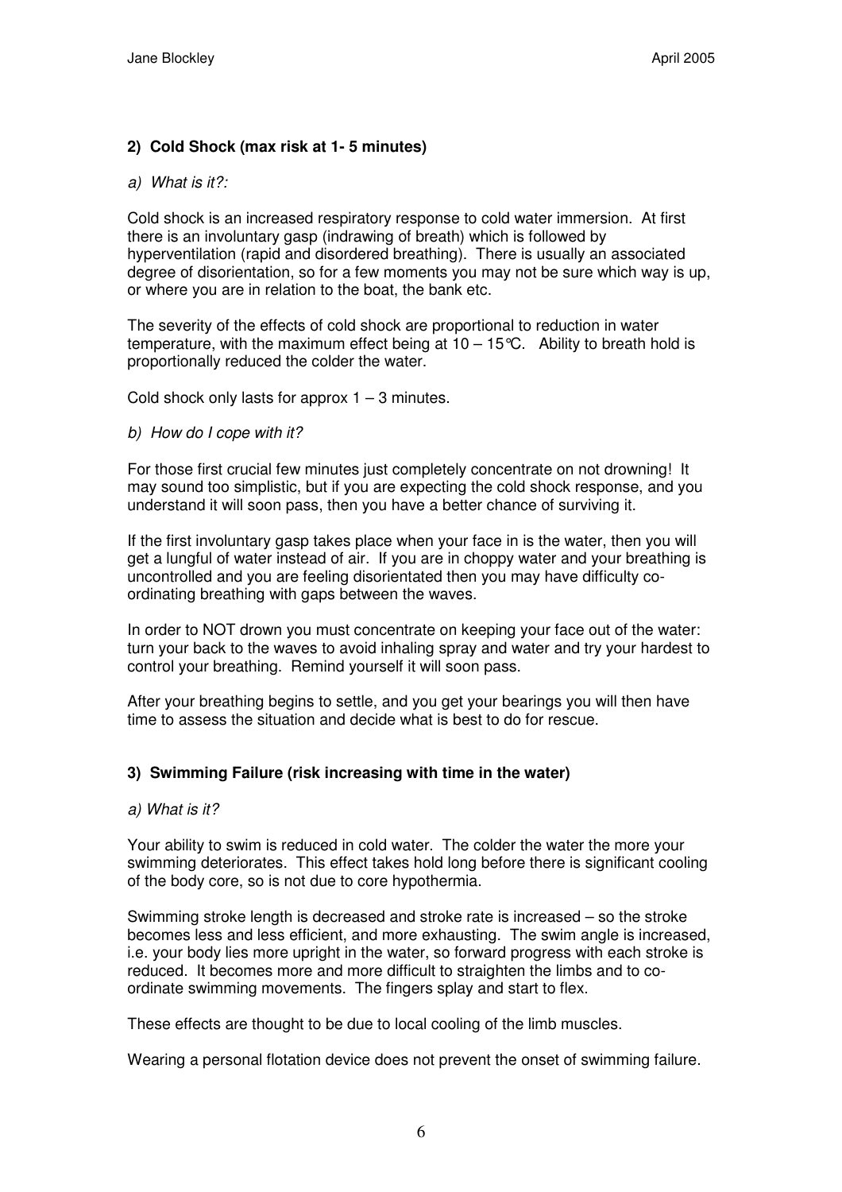### 2) Cold Shock (max risk at 1- 5 minutes)

*a) What is it?:*

Cold shock is an increased respiratory response to cold water immersion. At first there is an involuntary gasp (indrawing of breath) which is followed by hyperventilation (rapid and disordered breathing). There is usually an associated degree of disorientation, so for a few moments you may not be sure which way is up, or where you are in relation to the boat, the bank etc.

The severity of the effects of cold shock are proportional to reduction in water temperature, with the maximum effect being at 10 – 15°C. Ability to breath hold is proportionally reduced the colder the water.

Cold shock only lasts for approx 1 – 3 minutes.

*b) How do I cope with it?*

For those first crucial few minutes just completely concentrate on not drowning! It may sound too simplistic, but if you are expecting the cold shock response, and you understand it will soon pass, then you have a better chance of surviving it.

If the first involuntary gasp takes place when your face in is the water, then you will get a lungful of water instead of air. If you are in choppy water and your breathing is uncontrolled and you are feeling disorientated then you may have difficulty co-ordinating breathing with gaps between the waves.

In order to NOT drown you must concentrate on keeping your face out of the water: turn your back to the waves to avoid inhaling spray and water and try your hardest to control your breathing. Remind yourself it will soon pass.

After your breathing begins to settle, and you get your bearings you will then have time to assess the situation and decide what is best to do for rescue.

### 3) Swimming Failure (risk increasing with time in the water)

*a) What is it?*

Your ability to swim is reduced in cold water. The colder the water the more your swimming deteriorates. This effect takes hold long before there is significant cooling of the body core, so is not due to core hypothermia.

Swimming stroke length is decreased and stroke rate is increased – so the stroke becomes less and less efficient, and more exhausting. The swim angle is increased, i.e. your body lies more upright in the water, so forward progress with each stroke is reduced. It becomes more and more difficult to straighten the limbs and to co-ordinate swimming movements. The fingers splay and start to flex.

These effects are thought to be due to local cooling of the limb muscles.

Wearing a personal flotation device does not prevent the onset of swimming failure.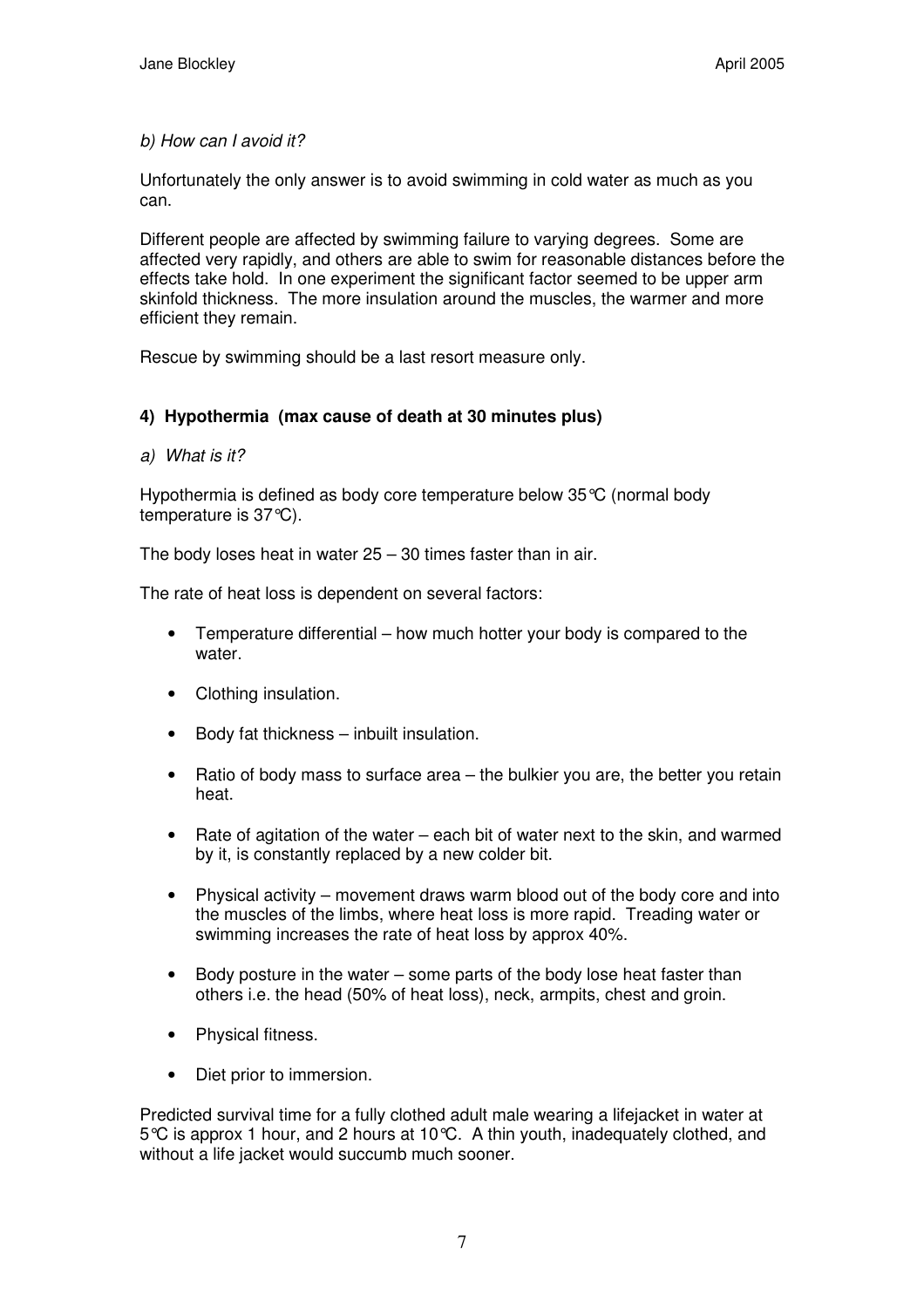*b) How can I avoid it?*

Unfortunately the only answer is to avoid swimming in cold water as much as you can.

Different people are affected by swimming failure to varying degrees. Some are affected very rapidly, and others are able to swim for reasonable distances before the effects take hold. In one experiment the significant factor seemed to be upper arm skinfold thickness. The more insulation around the muscles, the warmer and more efficient they remain.

Rescue by swimming should be a last resort measure only.

### 4) Hypothermia (max cause of death at 30 minutes plus)

*a) What is it?*

Hypothermia is defined as body core temperature below 35°C (normal body temperature is 37°C).

The body loses heat in water 25 – 30 times faster than in air.

The rate of heat loss is dependent on several factors:

- Temperature differential – how much hotter your body is compared to the water.
- Clothing insulation.
- Body fat thickness – inbuilt insulation.
- Ratio of body mass to surface area – the bulkier you are, the better you retain heat.
- Rate of agitation of the water – each bit of water next to the skin, and warmed by it, is constantly replaced by a new colder bit.
- Physical activity – movement draws warm blood out of the body core and into the muscles of the limbs, where heat loss is more rapid. Treading water or swimming increases the rate of heat loss by approx 40%.
- Body posture in the water – some parts of the body lose heat faster than others i.e. the head (50% of heat loss), neck, armpits, chest and groin.
- Physical fitness.
- Diet prior to immersion.

Predicted survival time for a fully clothed adult male wearing a lifejacket in water at 5°C is approx 1 hour, and 2 hours at 10°C. A thin youth, inadequately clothed, and without a life jacket would succumb much sooner.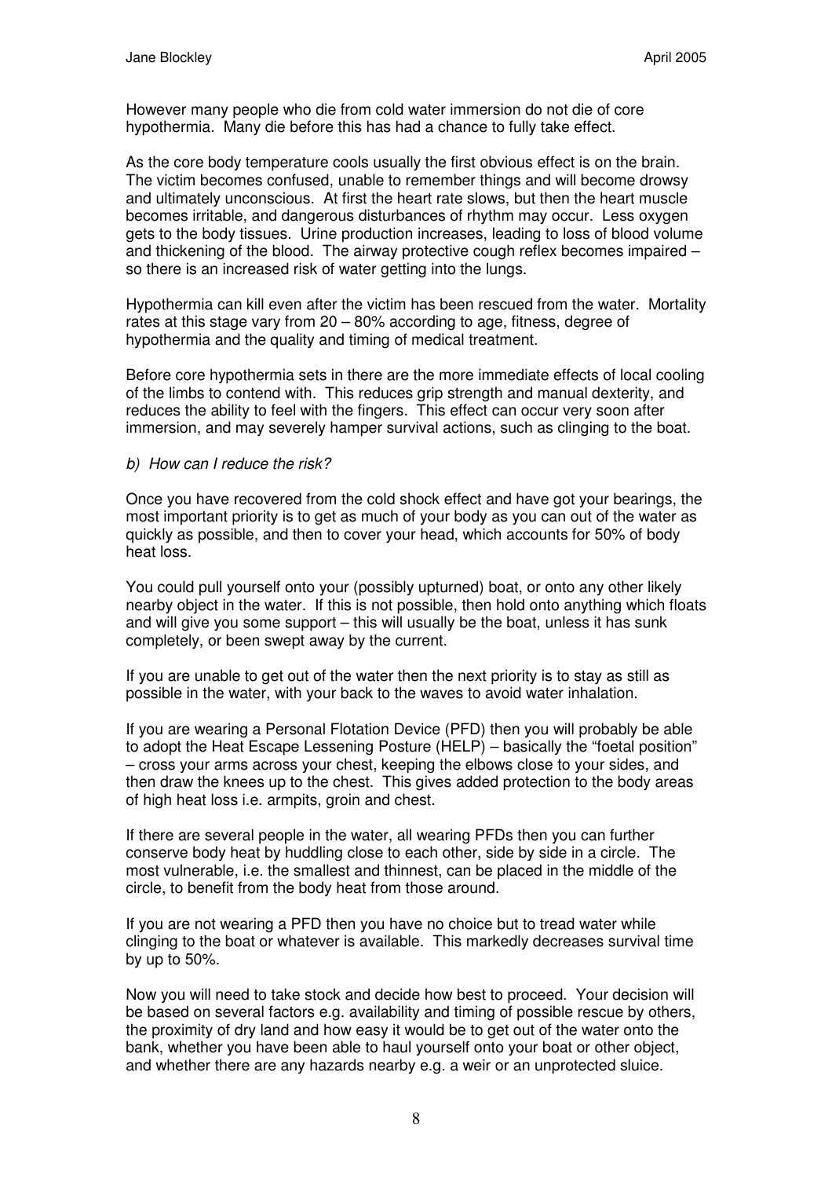However many people who die from cold water immersion do not die of core hypothermia. Many die before this has had a chance to fully take effect.

As the core body temperature cools usually the first obvious effect is on the brain. The victim becomes confused, unable to remember things and will become drowsy and ultimately unconscious. At first the heart rate slows, but then the heart muscle becomes irritable, and dangerous disturbances of rhythm may occur. Less oxygen gets to the body tissues. Urine production increases, leading to loss of blood volume and thickening of the blood. The airway protective cough reflex becomes impaired – so there is an increased risk of water getting into the lungs.

Hypothermia can kill even after the victim has been rescued from the water. Mortality rates at this stage vary from 20 – 80% according to age, fitness, degree of hypothermia and the quality and timing of medical treatment.

Before core hypothermia sets in there are the more immediate effects of local cooling of the limbs to contend with. This reduces grip strength and manual dexterity, and reduces the ability to feel with the fingers. This effect can occur very soon after immersion, and may severely hamper survival actions, such as clinging to the boat.

*b) How can I reduce the risk?*

Once you have recovered from the cold shock effect and have got your bearings, the most important priority is to get as much of your body as you can out of the water as quickly as possible, and then to cover your head, which accounts for 50% of body heat loss.

You could pull yourself onto your (possibly upturned) boat, or onto any other likely nearby object in the water. If this is not possible, then hold onto anything which floats and will give you some support – this will usually be the boat, unless it has sunk completely, or been swept away by the current.

If you are unable to get out of the water then the next priority is to stay as still as possible in the water, with your back to the waves to avoid water inhalation.

If you are wearing a Personal Flotation Device (PFD) then you will probably be able to adopt the Heat Escape Lessening Posture (HELP) – basically the "foetal position" – cross your arms across your chest, keeping the elbows close to your sides, and then draw the knees up to the chest. This gives added protection to the body areas of high heat loss i.e. armpits, groin and chest.

If there are several people in the water, all wearing PFDs then you can further conserve body heat by huddling close to each other, side by side in a circle. The most vulnerable, i.e. the smallest and thinnest, can be placed in the middle of the circle, to benefit from the body heat from those around.

If you are not wearing a PFD then you have no choice but to tread water while clinging to the boat or whatever is available. This markedly decreases survival time by up to 50%.

Now you will need to take stock and decide how best to proceed. Your decision will be based on several factors e.g. availability and timing of possible rescue by others, the proximity of dry land and how easy it would be to get out of the water onto the bank, whether you have been able to haul yourself onto your boat or other object, and whether there are any hazards nearby e.g. a weir or an unprotected sluice.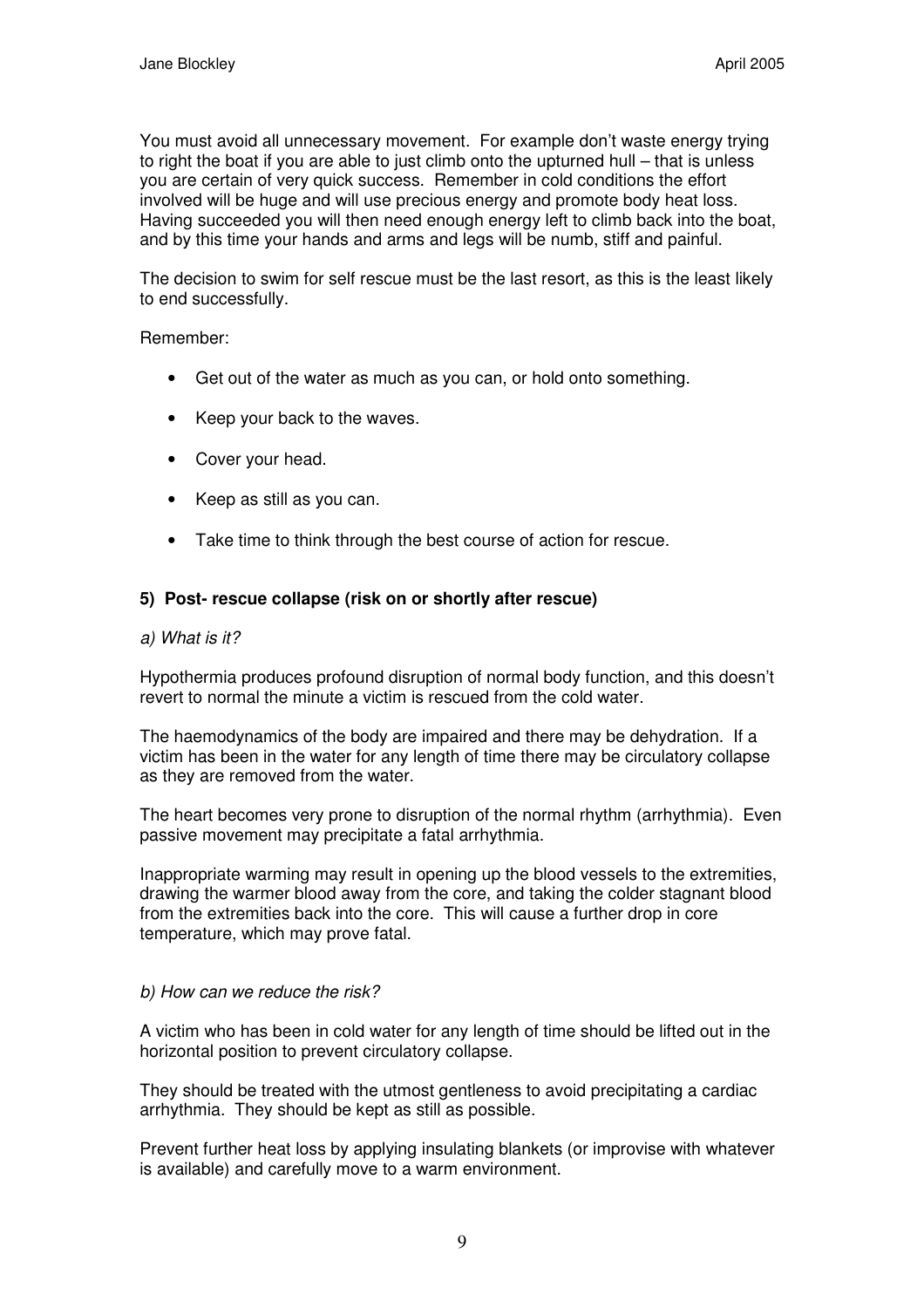You must avoid all unnecessary movement. For example don't waste energy trying to right the boat if you are able to just climb onto the upturned hull – that is unless you are certain of very quick success. Remember in cold conditions the effort involved will be huge and will use precious energy and promote body heat loss. Having succeeded you will then need enough energy left to climb back into the boat, and by this time your hands and arms and legs will be numb, stiff and painful.

The decision to swim for self rescue must be the last resort, as this is the least likely to end successfully.

Remember:

- Get out of the water as much as you can, or hold onto something.
- Keep your back to the waves.
- Cover your head.
- Keep as still as you can.
- Take time to think through the best course of action for rescue.

**5) Post- rescue collapse (risk on or shortly after rescue)**

*a) What is it?*

Hypothermia produces profound disruption of normal body function, and this doesn't revert to normal the minute a victim is rescued from the cold water.

The haemodynamics of the body are impaired and there may be dehydration. If a victim has been in the water for any length of time there may be circulatory collapse as they are removed from the water.

The heart becomes very prone to disruption of the normal rhythm (arrhythmia). Even passive movement may precipitate a fatal arrhythmia.

Inappropriate warming may result in opening up the blood vessels to the extremities, drawing the warmer blood away from the core, and taking the colder stagnant blood from the extremities back into the core. This will cause a further drop in core temperature, which may prove fatal.

*b) How can we reduce the risk?*

A victim who has been in cold water for any length of time should be lifted out in the horizontal position to prevent circulatory collapse.

They should be treated with the utmost gentleness to avoid precipitating a cardiac arrhythmia. They should be kept as still as possible.

Prevent further heat loss by applying insulating blankets (or improvise with whatever is available) and carefully move to a warm environment.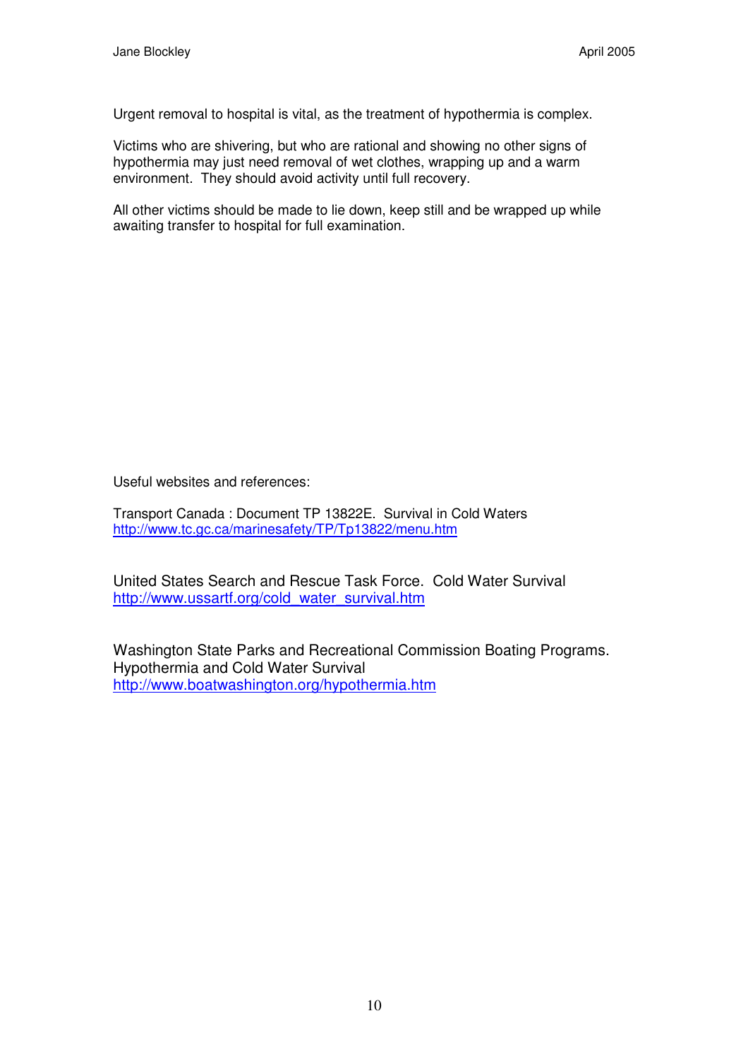Urgent removal to hospital is vital, as the treatment of hypothermia is complex.

Victims who are shivering, but who are rational and showing no other signs of hypothermia may just need removal of wet clothes, wrapping up and a warm environment. They should avoid activity until full recovery.

All other victims should be made to lie down, keep still and be wrapped up while awaiting transfer to hospital for full examination.

Useful websites and references:

Transport Canada : Document TP 13822E. Survival in Cold Waters
http://www.tc.gc.ca/marinesafety/TP/Tp13822/menu.htm

United States Search and Rescue Task Force. Cold Water Survival
http://www.ussartf.org/cold_water_survival.htm

Washington State Parks and Recreational Commission Boating Programs. Hypothermia and Cold Water Survival
http://www.boatwashington.org/hypothermia.htm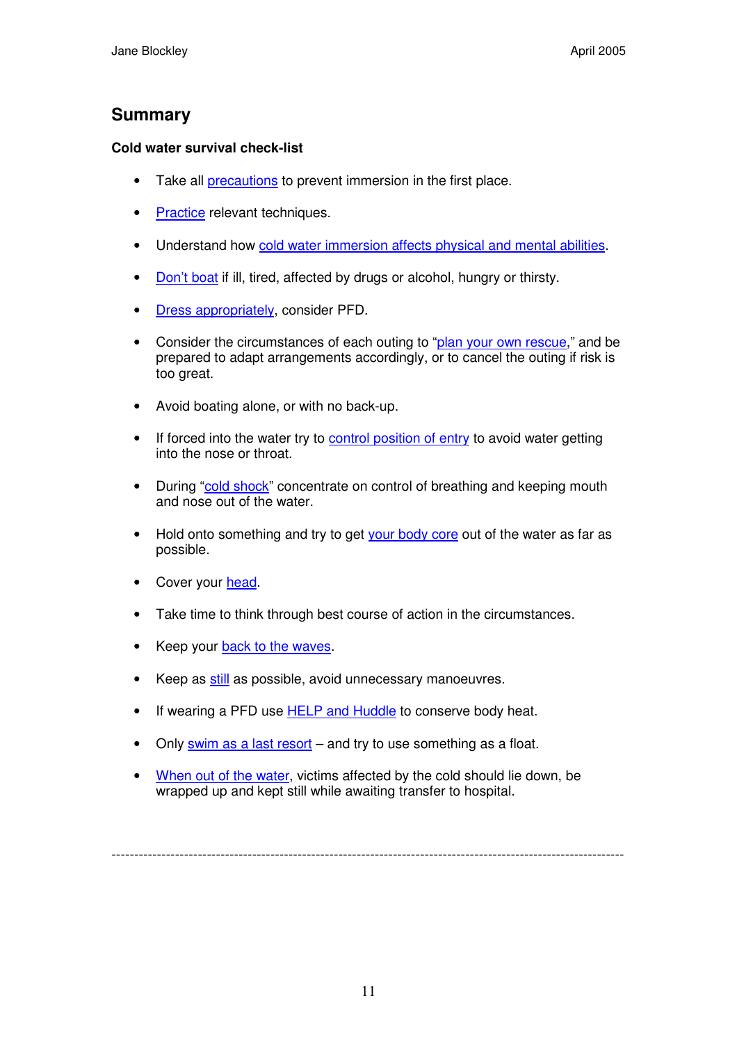## Summary

**Cold water survival check-list**

- Take all precautions to prevent immersion in the first place.
- Practice relevant techniques.
- Understand how cold water immersion affects physical and mental abilities.
- Don't boat if ill, tired, affected by drugs or alcohol, hungry or thirsty.
- Dress appropriately, consider PFD.
- Consider the circumstances of each outing to "plan your own rescue," and be prepared to adapt arrangements accordingly, or to cancel the outing if risk is too great.
- Avoid boating alone, or with no back-up.
- If forced into the water try to control position of entry to avoid water getting into the nose or throat.
- During "cold shock" concentrate on control of breathing and keeping mouth and nose out of the water.
- Hold onto something and try to get your body core out of the water as far as possible.
- Cover your head.
- Take time to think through best course of action in the circumstances.
- Keep your back to the waves.
- Keep as still as possible, avoid unnecessary manoeuvres.
- If wearing a PFD use HELP and Huddle to conserve body heat.
- Only swim as a last resort – and try to use something as a float.
- When out of the water, victims affected by the cold should lie down, be wrapped up and kept still while awaiting transfer to hospital.

---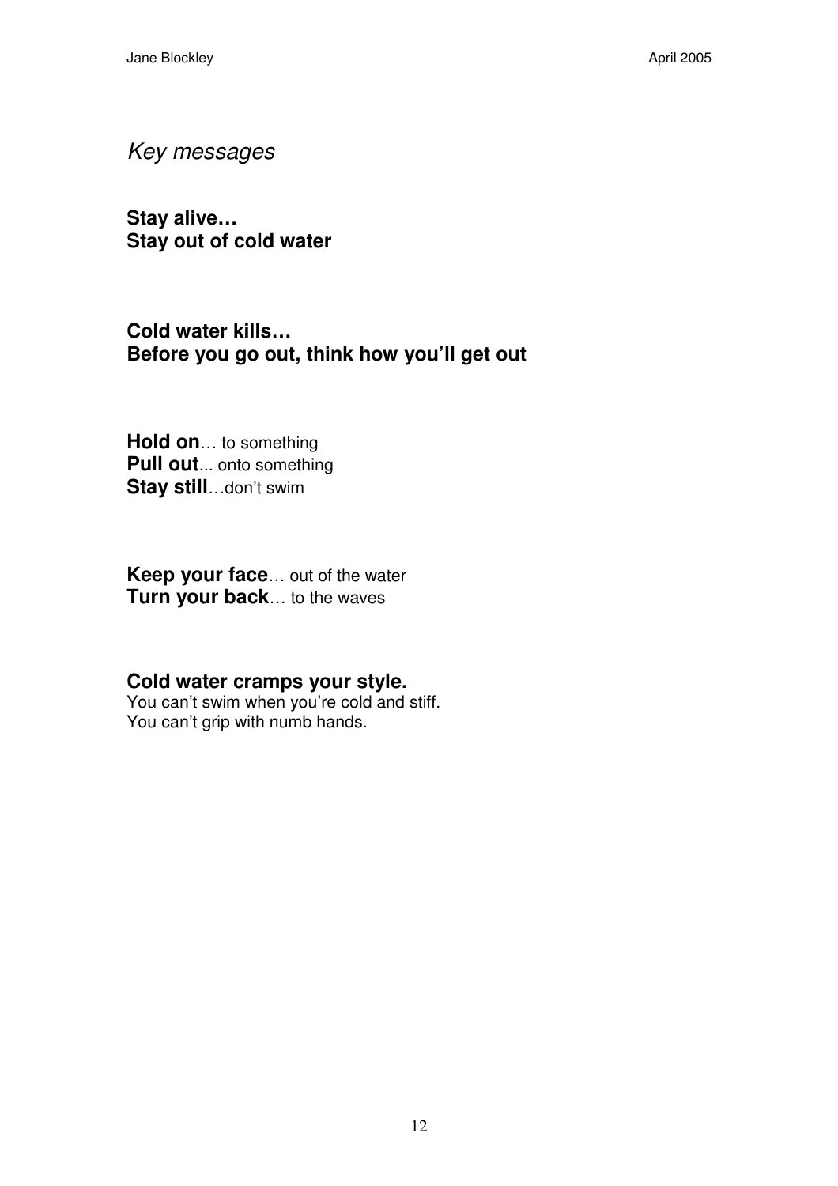*Key messages*

**Stay alive…**
**Stay out of cold water**

**Cold water kills…**
**Before you go out, think how you'll get out**

**Hold on**… to something
**Pull out**... onto something
**Stay still**…don't swim

**Keep your face**… out of the water
**Turn your back**… to the waves

**Cold water cramps your style.**
You can't swim when you're cold and stiff.
You can't grip with numb hands.